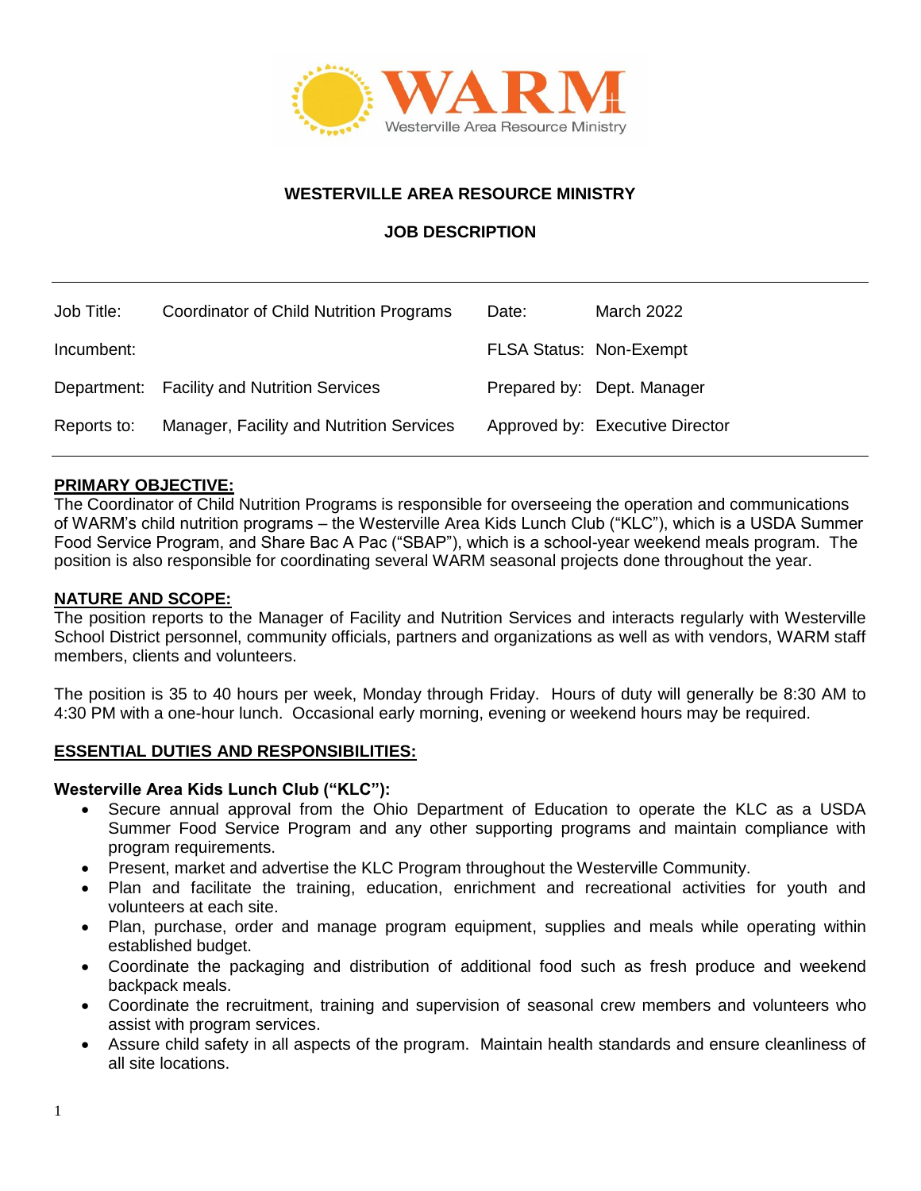# WESTERVILLE AREA RESOURCE MINISTRY

## JOB DESCRIPTION

| | | | |
|---|---|---|---|
| Job Title: | Coordinator of Child Nutrition Programs | Date: | March 2022 |
| Incumbent: | | FLSA Status: | Non-Exempt |
| Department: | Facility and Nutrition Services | Prepared by: | Dept. Manager |
| Reports to: | Manager, Facility and Nutrition Services | Approved by: | Executive Director |

### PRIMARY OBJECTIVE:

The Coordinator of Child Nutrition Programs is responsible for overseeing the operation and communications of WARM's child nutrition programs – the Westerville Area Kids Lunch Club ("KLC"), which is a USDA Summer Food Service Program, and Share Bac A Pac ("SBAP"), which is a school-year weekend meals program. The position is also responsible for coordinating several WARM seasonal projects done throughout the year.

### NATURE AND SCOPE:

The position reports to the Manager of Facility and Nutrition Services and interacts regularly with Westerville School District personnel, community officials, partners and organizations as well as with vendors, WARM staff members, clients and volunteers.

The position is 35 to 40 hours per week, Monday through Friday. Hours of duty will generally be 8:30 AM to 4:30 PM with a one-hour lunch. Occasional early morning, evening or weekend hours may be required.

### ESSENTIAL DUTIES AND RESPONSIBILITIES:

**Westerville Area Kids Lunch Club ("KLC"):**

- Secure annual approval from the Ohio Department of Education to operate the KLC as a USDA Summer Food Service Program and any other supporting programs and maintain compliance with program requirements.
- Present, market and advertise the KLC Program throughout the Westerville Community.
- Plan and facilitate the training, education, enrichment and recreational activities for youth and volunteers at each site.
- Plan, purchase, order and manage program equipment, supplies and meals while operating within established budget.
- Coordinate the packaging and distribution of additional food such as fresh produce and weekend backpack meals.
- Coordinate the recruitment, training and supervision of seasonal crew members and volunteers who assist with program services.
- Assure child safety in all aspects of the program. Maintain health standards and ensure cleanliness of all site locations.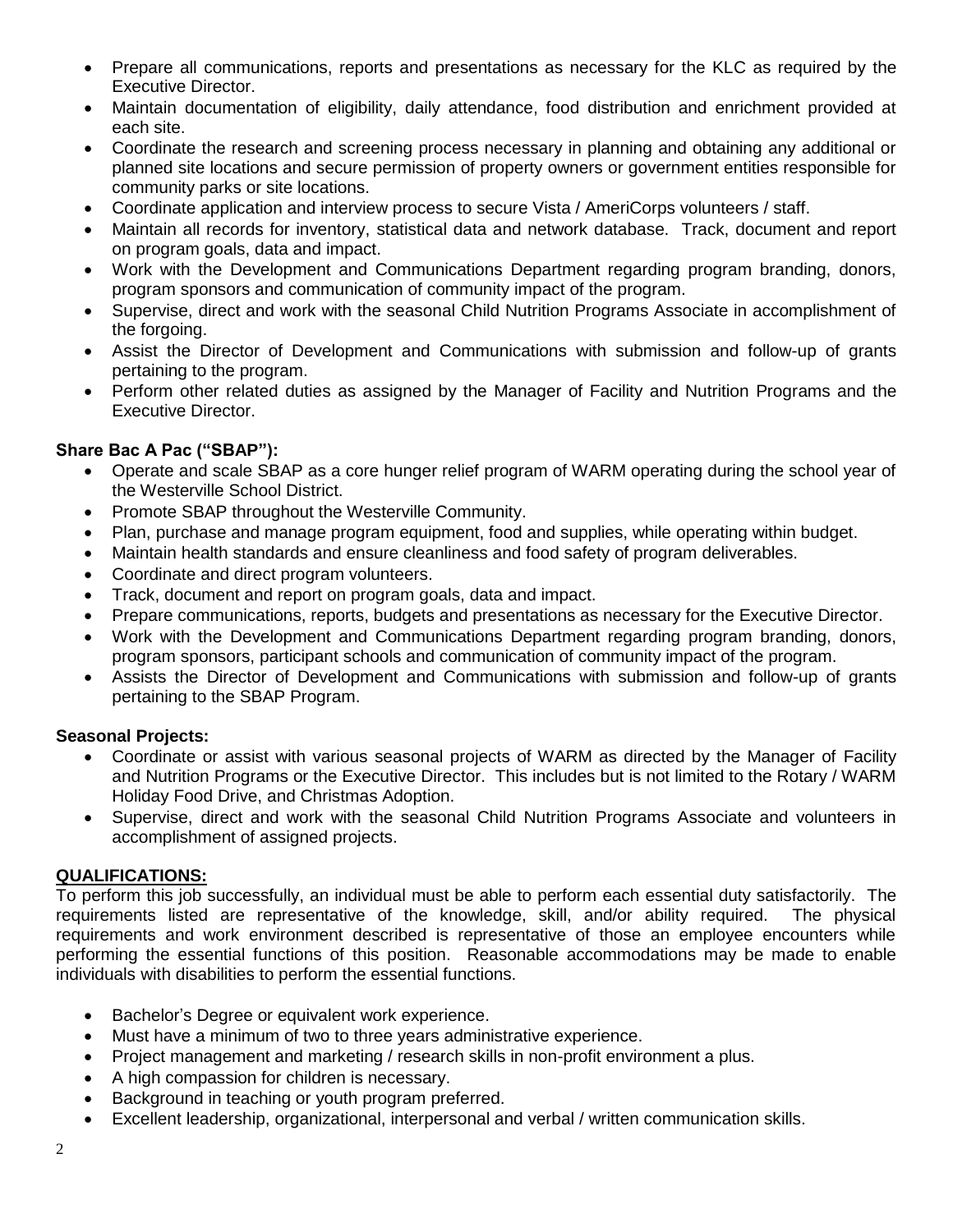- Prepare all communications, reports and presentations as necessary for the KLC as required by the Executive Director.
- Maintain documentation of eligibility, daily attendance, food distribution and enrichment provided at each site.
- Coordinate the research and screening process necessary in planning and obtaining any additional or planned site locations and secure permission of property owners or government entities responsible for community parks or site locations.
- Coordinate application and interview process to secure Vista / AmeriCorps volunteers / staff.
- Maintain all records for inventory, statistical data and network database. Track, document and report on program goals, data and impact.
- Work with the Development and Communications Department regarding program branding, donors, program sponsors and communication of community impact of the program.
- Supervise, direct and work with the seasonal Child Nutrition Programs Associate in accomplishment of the forgoing.
- Assist the Director of Development and Communications with submission and follow-up of grants pertaining to the program.
- Perform other related duties as assigned by the Manager of Facility and Nutrition Programs and the Executive Director.

**Share Bac A Pac ("SBAP"):**

- Operate and scale SBAP as a core hunger relief program of WARM operating during the school year of the Westerville School District.
- Promote SBAP throughout the Westerville Community.
- Plan, purchase and manage program equipment, food and supplies, while operating within budget.
- Maintain health standards and ensure cleanliness and food safety of program deliverables.
- Coordinate and direct program volunteers.
- Track, document and report on program goals, data and impact.
- Prepare communications, reports, budgets and presentations as necessary for the Executive Director.
- Work with the Development and Communications Department regarding program branding, donors, program sponsors, participant schools and communication of community impact of the program.
- Assists the Director of Development and Communications with submission and follow-up of grants pertaining to the SBAP Program.

**Seasonal Projects:**

- Coordinate or assist with various seasonal projects of WARM as directed by the Manager of Facility and Nutrition Programs or the Executive Director. This includes but is not limited to the Rotary / WARM Holiday Food Drive, and Christmas Adoption.
- Supervise, direct and work with the seasonal Child Nutrition Programs Associate and volunteers in accomplishment of assigned projects.

**QUALIFICATIONS:**

To perform this job successfully, an individual must be able to perform each essential duty satisfactorily. The requirements listed are representative of the knowledge, skill, and/or ability required. The physical requirements and work environment described is representative of those an employee encounters while performing the essential functions of this position. Reasonable accommodations may be made to enable individuals with disabilities to perform the essential functions.

- Bachelor's Degree or equivalent work experience.
- Must have a minimum of two to three years administrative experience.
- Project management and marketing / research skills in non-profit environment a plus.
- A high compassion for children is necessary.
- Background in teaching or youth program preferred.
- Excellent leadership, organizational, interpersonal and verbal / written communication skills.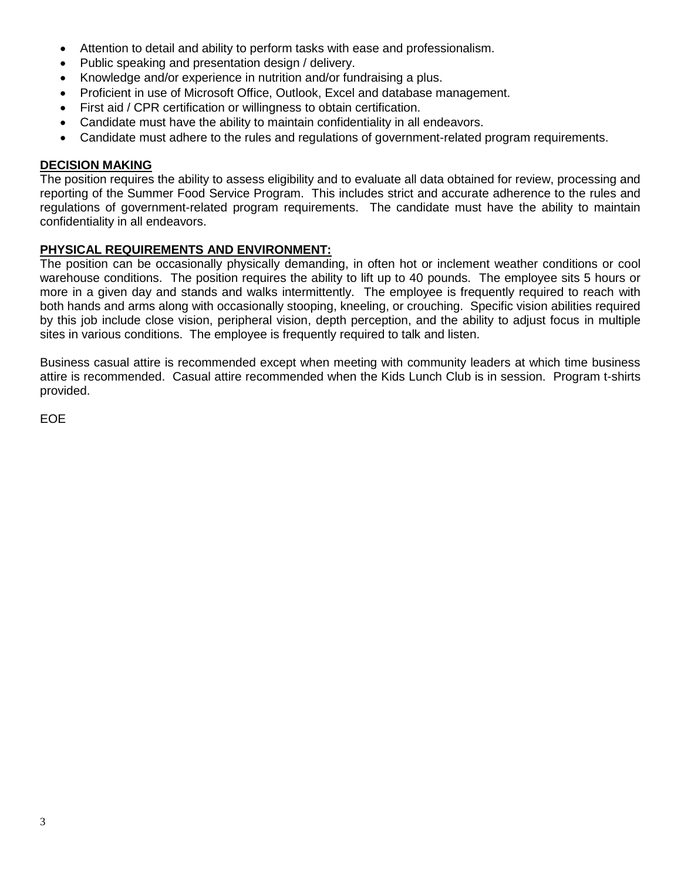- Attention to detail and ability to perform tasks with ease and professionalism.
- Public speaking and presentation design / delivery.
- Knowledge and/or experience in nutrition and/or fundraising a plus.
- Proficient in use of Microsoft Office, Outlook, Excel and database management.
- First aid / CPR certification or willingness to obtain certification.
- Candidate must have the ability to maintain confidentiality in all endeavors.
- Candidate must adhere to the rules and regulations of government-related program requirements.

**DECISION MAKING**

The position requires the ability to assess eligibility and to evaluate all data obtained for review, processing and reporting of the Summer Food Service Program. This includes strict and accurate adherence to the rules and regulations of government-related program requirements. The candidate must have the ability to maintain confidentiality in all endeavors.

**PHYSICAL REQUIREMENTS AND ENVIRONMENT:**

The position can be occasionally physically demanding, in often hot or inclement weather conditions or cool warehouse conditions. The position requires the ability to lift up to 40 pounds. The employee sits 5 hours or more in a given day and stands and walks intermittently. The employee is frequently required to reach with both hands and arms along with occasionally stooping, kneeling, or crouching. Specific vision abilities required by this job include close vision, peripheral vision, depth perception, and the ability to adjust focus in multiple sites in various conditions. The employee is frequently required to talk and listen.

Business casual attire is recommended except when meeting with community leaders at which time business attire is recommended. Casual attire recommended when the Kids Lunch Club is in session. Program t-shirts provided.

EOE